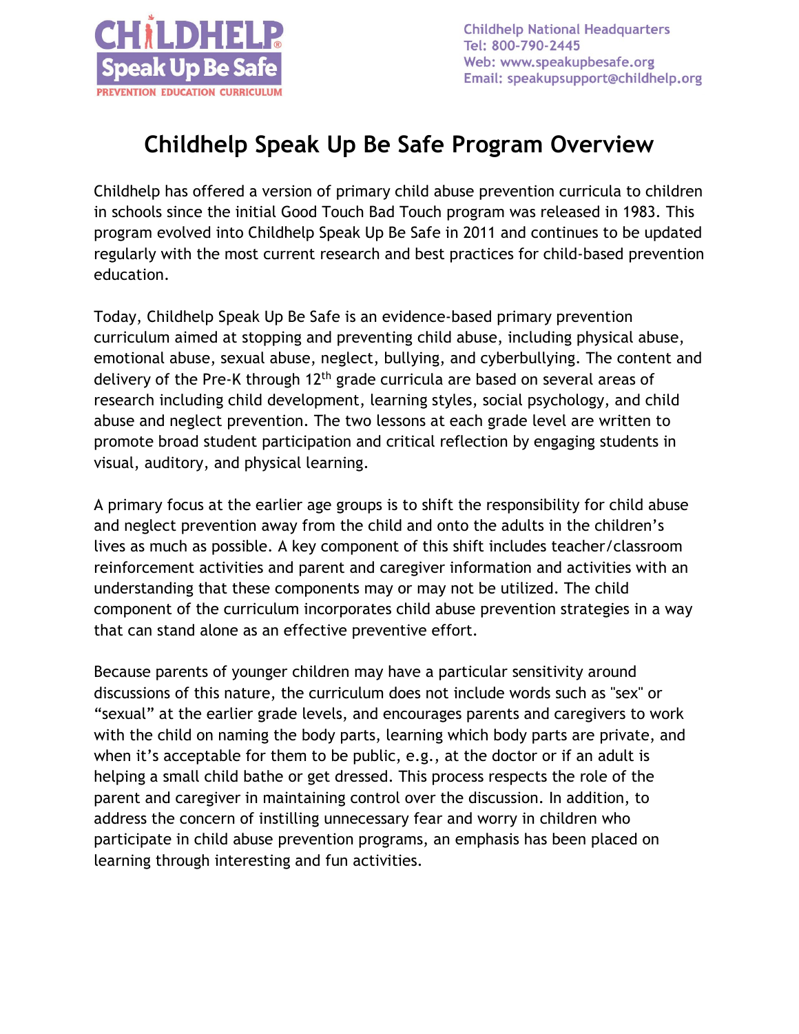CHILDHELP®
Speak Up Be Safe
PREVENTION EDUCATION CURRICULUM

Childhelp National Headquarters
Tel: 800-790-2445
Web: www.speakupbesafe.org
Email: speakupsupport@childhelp.org

# Childhelp Speak Up Be Safe Program Overview

Childhelp has offered a version of primary child abuse prevention curricula to children in schools since the initial Good Touch Bad Touch program was released in 1983. This program evolved into Childhelp Speak Up Be Safe in 2011 and continues to be updated regularly with the most current research and best practices for child-based prevention education.

Today, Childhelp Speak Up Be Safe is an evidence-based primary prevention curriculum aimed at stopping and preventing child abuse, including physical abuse, emotional abuse, sexual abuse, neglect, bullying, and cyberbullying. The content and delivery of the Pre-K through 12th grade curricula are based on several areas of research including child development, learning styles, social psychology, and child abuse and neglect prevention. The two lessons at each grade level are written to promote broad student participation and critical reflection by engaging students in visual, auditory, and physical learning.

A primary focus at the earlier age groups is to shift the responsibility for child abuse and neglect prevention away from the child and onto the adults in the children's lives as much as possible. A key component of this shift includes teacher/classroom reinforcement activities and parent and caregiver information and activities with an understanding that these components may or may not be utilized. The child component of the curriculum incorporates child abuse prevention strategies in a way that can stand alone as an effective preventive effort.

Because parents of younger children may have a particular sensitivity around discussions of this nature, the curriculum does not include words such as "sex" or "sexual" at the earlier grade levels, and encourages parents and caregivers to work with the child on naming the body parts, learning which body parts are private, and when it's acceptable for them to be public, e.g., at the doctor or if an adult is helping a small child bathe or get dressed. This process respects the role of the parent and caregiver in maintaining control over the discussion. In addition, to address the concern of instilling unnecessary fear and worry in children who participate in child abuse prevention programs, an emphasis has been placed on learning through interesting and fun activities.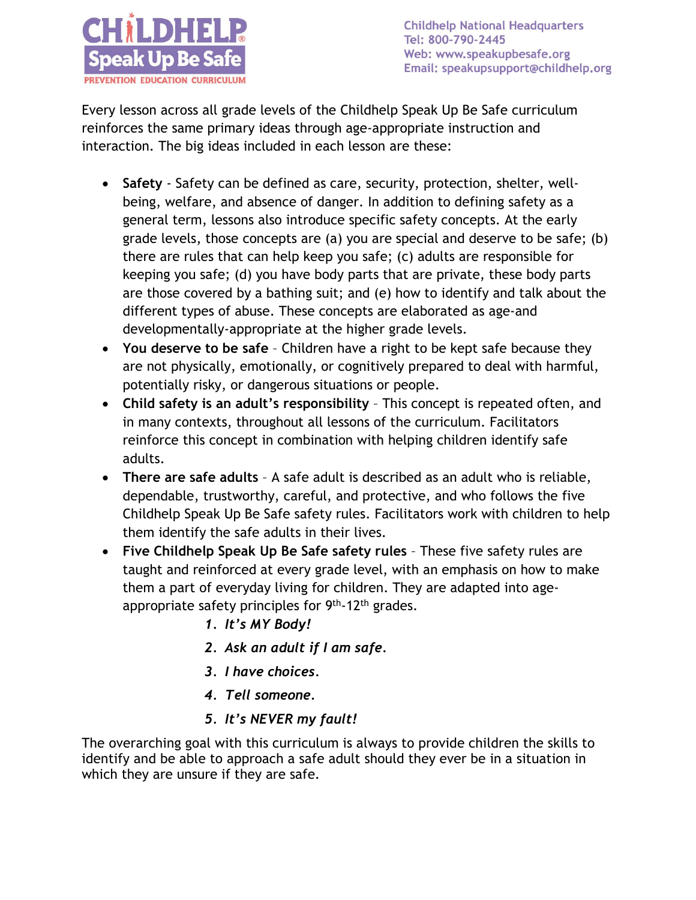Every lesson across all grade levels of the Childhelp Speak Up Be Safe curriculum reinforces the same primary ideas through age-appropriate instruction and interaction. The big ideas included in each lesson are these:

- **Safety** - Safety can be defined as care, security, protection, shelter, well-being, welfare, and absence of danger. In addition to defining safety as a general term, lessons also introduce specific safety concepts. At the early grade levels, those concepts are (a) you are special and deserve to be safe; (b) there are rules that can help keep you safe; (c) adults are responsible for keeping you safe; (d) you have body parts that are private, these body parts are those covered by a bathing suit; and (e) how to identify and talk about the different types of abuse. These concepts are elaborated as age-and developmentally-appropriate at the higher grade levels.
- **You deserve to be safe** – Children have a right to be kept safe because they are not physically, emotionally, or cognitively prepared to deal with harmful, potentially risky, or dangerous situations or people.
- **Child safety is an adult's responsibility** – This concept is repeated often, and in many contexts, throughout all lessons of the curriculum. Facilitators reinforce this concept in combination with helping children identify safe adults.
- **There are safe adults** – A safe adult is described as an adult who is reliable, dependable, trustworthy, careful, and protective, and who follows the five Childhelp Speak Up Be Safe safety rules. Facilitators work with children to help them identify the safe adults in their lives.
- **Five Childhelp Speak Up Be Safe safety rules** – These five safety rules are taught and reinforced at every grade level, with an emphasis on how to make them a part of everyday living for children. They are adapted into age-appropriate safety principles for 9th-12th grades.
    1. *It's MY Body!*
    2. *Ask an adult if I am safe.*
    3. *I have choices.*
    4. *Tell someone.*
    5. *It's NEVER my fault!*

The overarching goal with this curriculum is always to provide children the skills to identify and be able to approach a safe adult should they ever be in a situation in which they are unsure if they are safe.